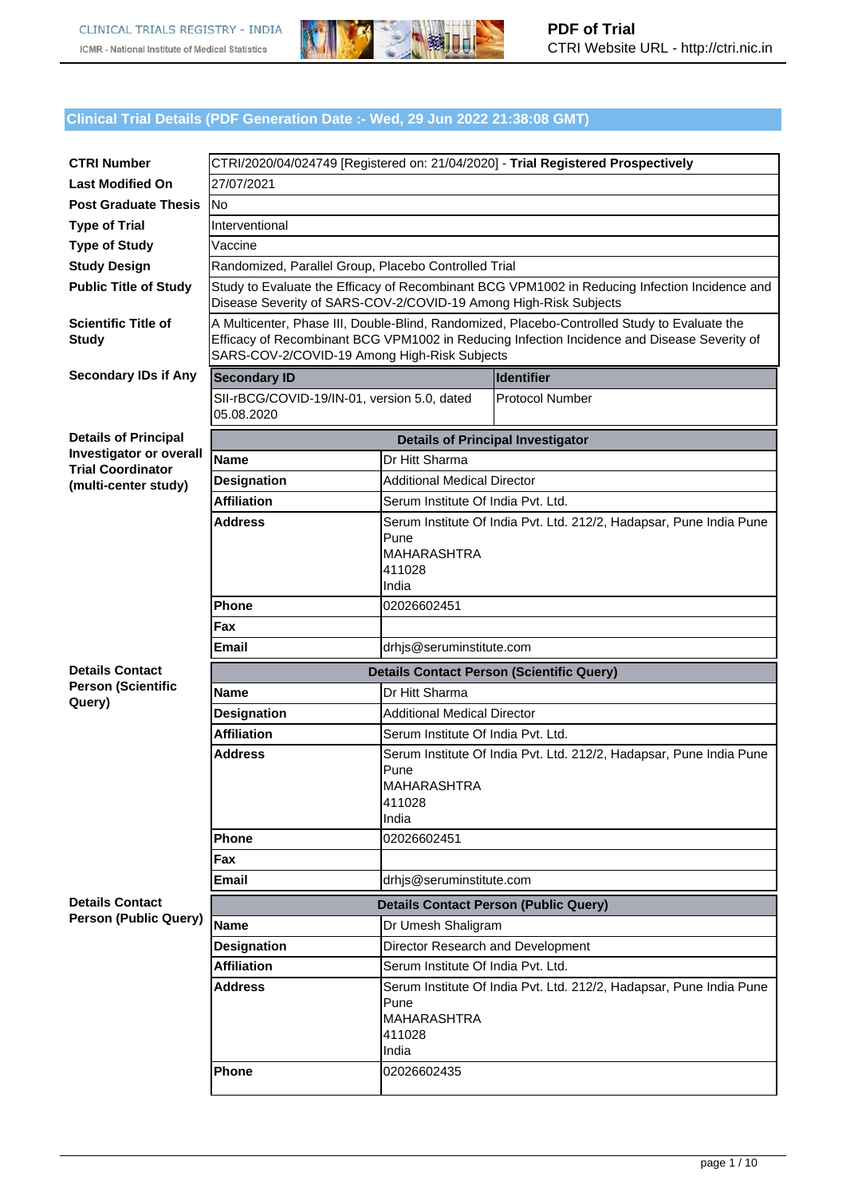## Clinical Trial Details (PDF Generation Date :- Wed, 29 Jun 2022 21:38:08 GMT)

| | |
|---|---|
| **CTRI Number** | CTRI/2020/04/024749 [Registered on: 21/04/2020] - **Trial Registered Prospectively** |
| **Last Modified On** | 27/07/2021 |
| **Post Graduate Thesis** | No |
| **Type of Trial** | Interventional |
| **Type of Study** | Vaccine |
| **Study Design** | Randomized, Parallel Group, Placebo Controlled Trial |
| **Public Title of Study** | Study to Evaluate the Efficacy of Recombinant BCG VPM1002 in Reducing Infection Incidence and Disease Severity of SARS-COV-2/COVID-19 Among High-Risk Subjects |
| **Scientific Title of Study** | A Multicenter, Phase III, Double-Blind, Randomized, Placebo-Controlled Study to Evaluate the Efficacy of Recombinant BCG VPM1002 in Reducing Infection Incidence and Disease Severity of SARS-COV-2/COVID-19 Among High-Risk Subjects |

**Secondary IDs if Any**

| Secondary ID | Identifier |
|---|---|
| SII-rBCG/COVID-19/IN-01, version 5.0, dated 05.08.2020 | Protocol Number |

**Details of Principal Investigator or overall Trial Coordinator (multi-center study)**

| Details of Principal Investigator | |
|---|---|
| **Name** | Dr Hitt Sharma |
| **Designation** | Additional Medical Director |
| **Affiliation** | Serum Institute Of India Pvt. Ltd. |
| **Address** | Serum Institute Of India Pvt. Ltd. 212/2, Hadapsar, Pune India Pune<br>Pune<br>MAHARASHTRA<br>411028<br>India |
| **Phone** | 02026602451 |
| **Fax** | |
| **Email** | drhjs@seruminstitute.com |

**Details Contact Person (Scientific Query)**

| Details Contact Person (Scientific Query) | |
|---|---|
| **Name** | Dr Hitt Sharma |
| **Designation** | Additional Medical Director |
| **Affiliation** | Serum Institute Of India Pvt. Ltd. |
| **Address** | Serum Institute Of India Pvt. Ltd. 212/2, Hadapsar, Pune India Pune<br>Pune<br>MAHARASHTRA<br>411028<br>India |
| **Phone** | 02026602451 |
| **Fax** | |
| **Email** | drhjs@seruminstitute.com |

**Details Contact Person (Public Query)**

| Details Contact Person (Public Query) | |
|---|---|
| **Name** | Dr Umesh Shaligram |
| **Designation** | Director Research and Development |
| **Affiliation** | Serum Institute Of India Pvt. Ltd. |
| **Address** | Serum Institute Of India Pvt. Ltd. 212/2, Hadapsar, Pune India Pune<br>Pune<br>MAHARASHTRA<br>411028<br>India |
| **Phone** | 02026602435 |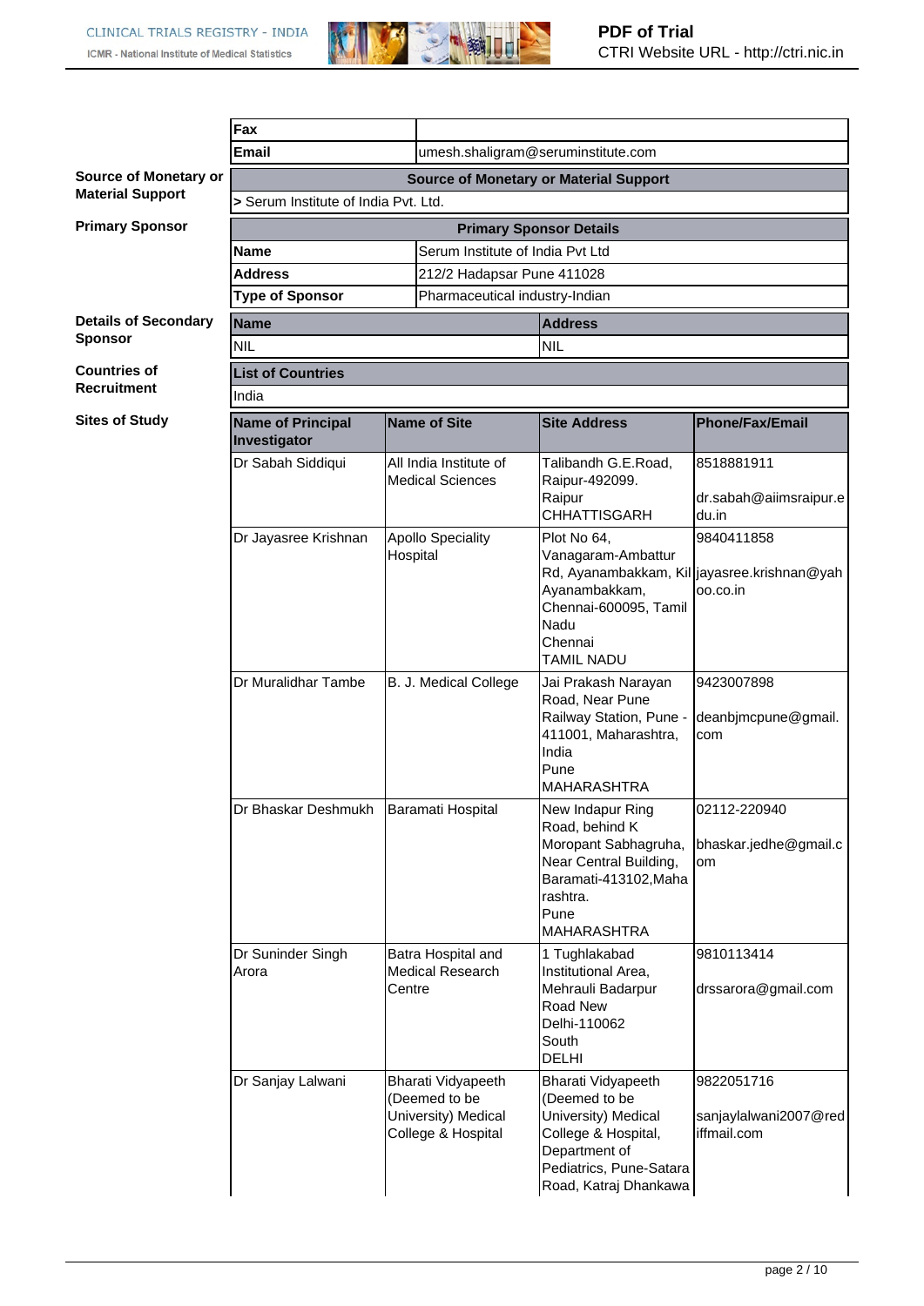| Fax | |
|---|---|
| Email | umesh.shaligram@seruminstitute.com |

**Source of Monetary or Material Support**

| Source of Monetary or Material Support |
|---|
| > Serum Institute of India Pvt. Ltd. |

**Primary Sponsor**

| Primary Sponsor Details | |
|---|---|
| Name | Serum Institute of India Pvt Ltd |
| Address | 212/2 Hadapsar Pune 411028 |
| Type of Sponsor | Pharmaceutical industry-Indian |

**Details of Secondary Sponsor**

| Name | Address |
|---|---|
| NIL | NIL |

**Countries of Recruitment**

| List of Countries |
|---|
| India |

**Sites of Study**

| Name of Principal Investigator | Name of Site | Site Address | Phone/Fax/Email |
|---|---|---|---|
| Dr Sabah Siddiqui | All India Institute of Medical Sciences | Talibandh G.E.Road, Raipur-492099. Raipur CHHATTISGARH | 8518881911 dr.sabah@aiimsraipur.edu.in |
| Dr Jayasree Krishnan | Apollo Speciality Hospital | Plot No 64, Vanagaram-Ambattur Rd, Ayanambakkam, Kil Ayanambakkam, Chennai-600095, Tamil Nadu Chennai TAMIL NADU | 9840411858 jayasree.krishnan@yahoo.co.in |
| Dr Muralidhar Tambe | B. J. Medical College | Jai Prakash Narayan Road, Near Pune Railway Station, Pune - 411001, Maharashtra, India Pune MAHARASHTRA | 9423007898 deanbjmcpune@gmail.com |
| Dr Bhaskar Deshmukh | Baramati Hospital | New Indapur Ring Road, behind K Moropant Sabhagruha, Near Central Building, Baramati-413102,Maharashtra. Pune MAHARASHTRA | 02112-220940 bhaskar.jedhe@gmail.com |
| Dr Suninder Singh Arora | Batra Hospital and Medical Research Centre | 1 Tughlakabad Institutional Area, Mehrauli Badarpur Road New Delhi-110062 South DELHI | 9810113414 drssarora@gmail.com |
| Dr Sanjay Lalwani | Bharati Vidyapeeth (Deemed to be University) Medical College & Hospital | Bharati Vidyapeeth (Deemed to be University) Medical College & Hospital, Department of Pediatrics, Pune-Satara Road, Katraj Dhankawa | 9822051716 sanjaylalwani2007@rediffmail.com |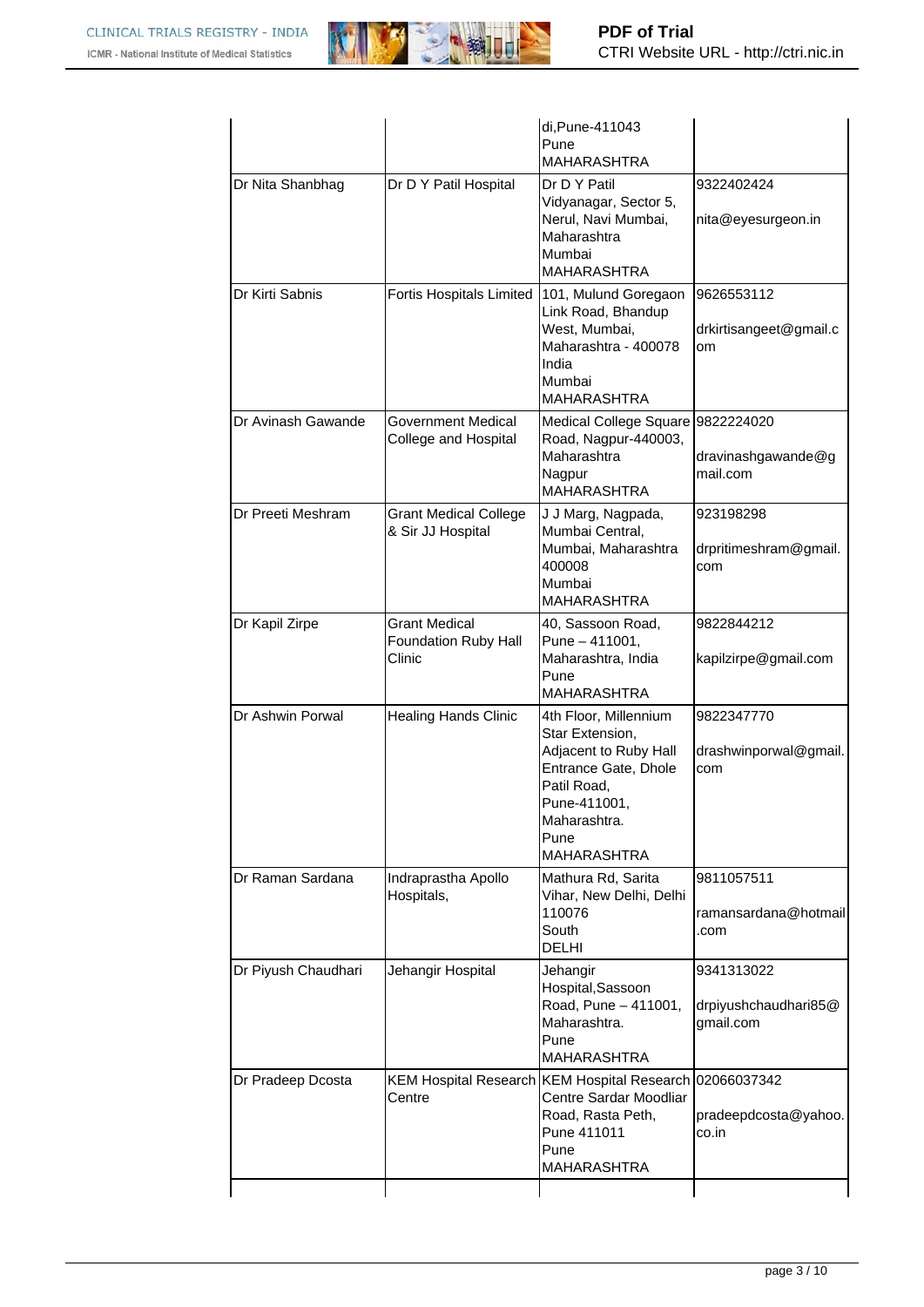| | | | |
|---|---|---|---|
| | | di,Pune-411043<br>Pune<br>MAHARASHTRA | |
| Dr Nita Shanbhag | Dr D Y Patil Hospital | Dr D Y Patil Vidyanagar, Sector 5, Nerul, Navi Mumbai, Maharashtra<br>Mumbai<br>MAHARASHTRA | 9322402424<br><br>nita@eyesurgeon.in |
| Dr Kirti Sabnis | Fortis Hospitals Limited | 101, Mulund Goregaon Link Road, Bhandup West, Mumbai, Maharashtra - 400078 India<br>Mumbai<br>MAHARASHTRA | 9626553112<br><br>drkirtisangeet@gmail.com |
| Dr Avinash Gawande | Government Medical College and Hospital | Medical College Square Road, Nagpur-440003, Maharashtra<br>Nagpur<br>MAHARASHTRA | 9822224020<br><br>dravinashgawande@gmail.com |
| Dr Preeti Meshram | Grant Medical College & Sir JJ Hospital | J J Marg, Nagpada, Mumbai Central, Mumbai, Maharashtra 400008<br>Mumbai<br>MAHARASHTRA | 923198298<br><br>drpritimeshram@gmail.com |
| Dr Kapil Zirpe | Grant Medical Foundation Ruby Hall Clinic | 40, Sassoon Road, Pune – 411001, Maharashtra, India<br>Pune<br>MAHARASHTRA | 9822844212<br><br>kapilzirpe@gmail.com |
| Dr Ashwin Porwal | Healing Hands Clinic | 4th Floor, Millennium Star Extension, Adjacent to Ruby Hall Entrance Gate, Dhole Patil Road, Pune-411001, Maharashtra.<br>Pune<br>MAHARASHTRA | 9822347770<br><br>drashwinporwal@gmail.com |
| Dr Raman Sardana | Indraprastha Apollo Hospitals, | Mathura Rd, Sarita Vihar, New Delhi, Delhi 110076<br>South<br>DELHI | 9811057511<br><br>ramansardana@hotmail.com |
| Dr Piyush Chaudhari | Jehangir Hospital | Jehangir Hospital,Sassoon Road, Pune – 411001, Maharashtra.<br>Pune<br>MAHARASHTRA | 9341313022<br><br>drpiyushchaudhari85@gmail.com |
| Dr Pradeep Dcosta | KEM Hospital Research Centre | KEM Hospital Research Centre Sardar Moodliar Road, Rasta Peth, Pune 411011<br>Pune<br>MAHARASHTRA | 02066037342<br><br>pradeepdcosta@yahoo.co.in |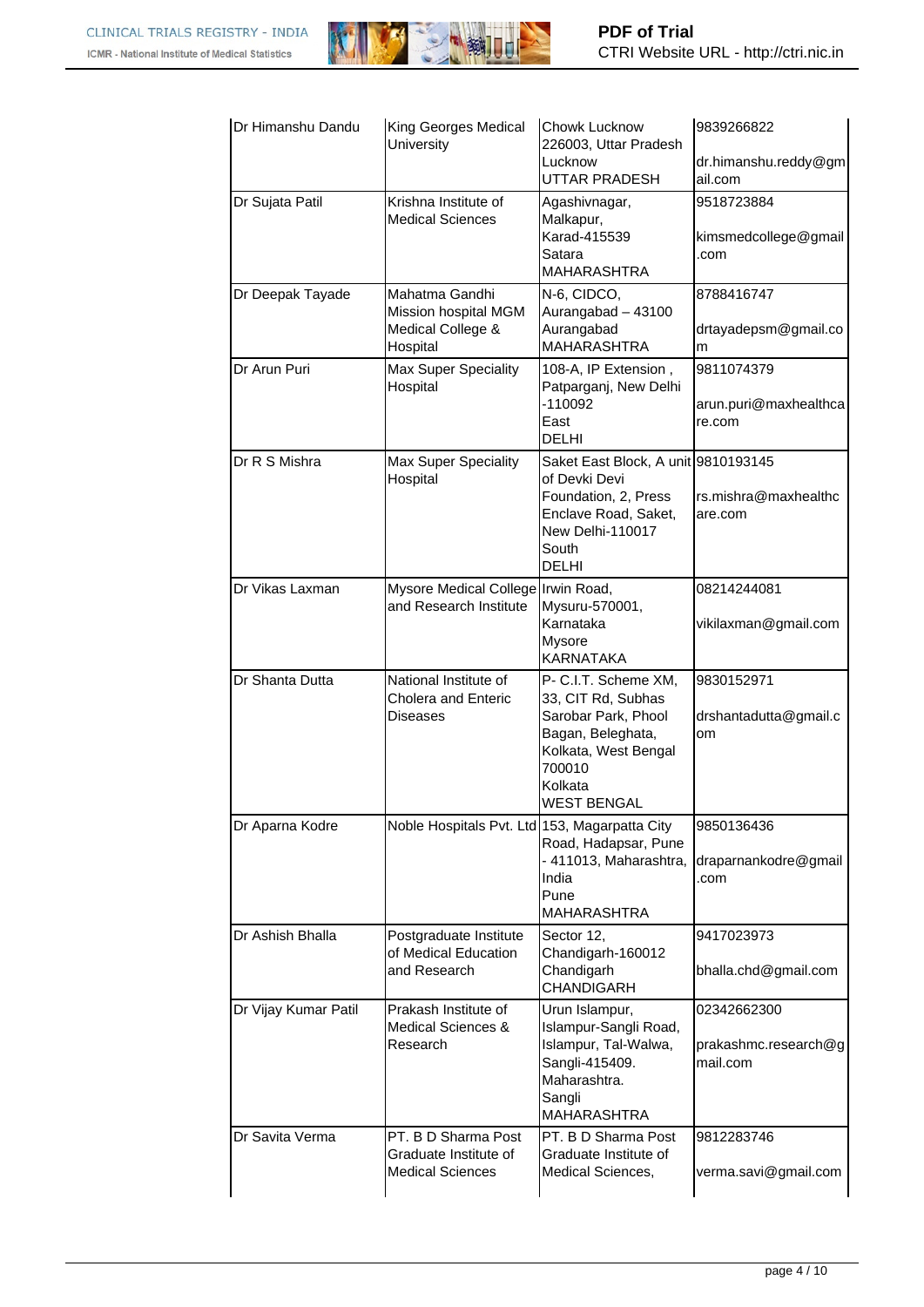| | | | |
|---|---|---|---|
| Dr Himanshu Dandu | King Georges Medical University | Chowk Lucknow 226003, Uttar Pradesh<br>Lucknow<br>UTTAR PRADESH | 9839266822<br><br>dr.himanshu.reddy@gmail.com |
| Dr Sujata Patil | Krishna Institute of Medical Sciences | Agashivnagar, Malkapur, Karad-415539<br>Satara<br>MAHARASHTRA | 9518723884<br><br>kimsmedcollege@gmail.com |
| Dr Deepak Tayade | Mahatma Gandhi Mission hospital MGM Medical College & Hospital | N-6, CIDCO, Aurangabad – 43100<br>Aurangabad<br>MAHARASHTRA | 8788416747<br><br>drtayadepsm@gmail.com |
| Dr Arun Puri | Max Super Speciality Hospital | 108-A, IP Extension , Patparganj, New Delhi -110092<br>East<br>DELHI | 9811074379<br><br>arun.puri@maxhealthcare.com |
| Dr R S Mishra | Max Super Speciality Hospital | Saket East Block, A unit of Devki Devi Foundation, 2, Press Enclave Road, Saket, New Delhi-110017<br>South<br>DELHI | 9810193145<br><br>rs.mishra@maxhealthcare.com |
| Dr Vikas Laxman | Mysore Medical College and Research Institute | Irwin Road, Mysuru-570001, Karnataka<br>Mysore<br>KARNATAKA | 08214244081<br><br>vikilaxman@gmail.com |
| Dr Shanta Dutta | National Institute of Cholera and Enteric Diseases | P- C.I.T. Scheme XM, 33, CIT Rd, Subhas Sarobar Park, Phool Bagan, Beleghata, Kolkata, West Bengal 700010<br>Kolkata<br>WEST BENGAL | 9830152971<br><br>drshantadutta@gmail.com |
| Dr Aparna Kodre | Noble Hospitals Pvt. Ltd | 153, Magarpatta City Road, Hadapsar, Pune - 411013, Maharashtra, India<br>Pune<br>MAHARASHTRA | 9850136436<br><br>draparnankodre@gmail.com |
| Dr Ashish Bhalla | Postgraduate Institute of Medical Education and Research | Sector 12, Chandigarh-160012<br>Chandigarh<br>CHANDIGARH | 9417023973<br><br>bhalla.chd@gmail.com |
| Dr Vijay Kumar Patil | Prakash Institute of Medical Sciences & Research | Urun Islampur, Islampur-Sangli Road, Islampur, Tal-Walwa, Sangli-415409. Maharashtra.<br>Sangli<br>MAHARASHTRA | 02342662300<br><br>prakashmc.research@gmail.com |
| Dr Savita Verma | PT. B D Sharma Post Graduate Institute of Medical Sciences | PT. B D Sharma Post Graduate Institute of Medical Sciences, | 9812283746<br><br>verma.savi@gmail.com |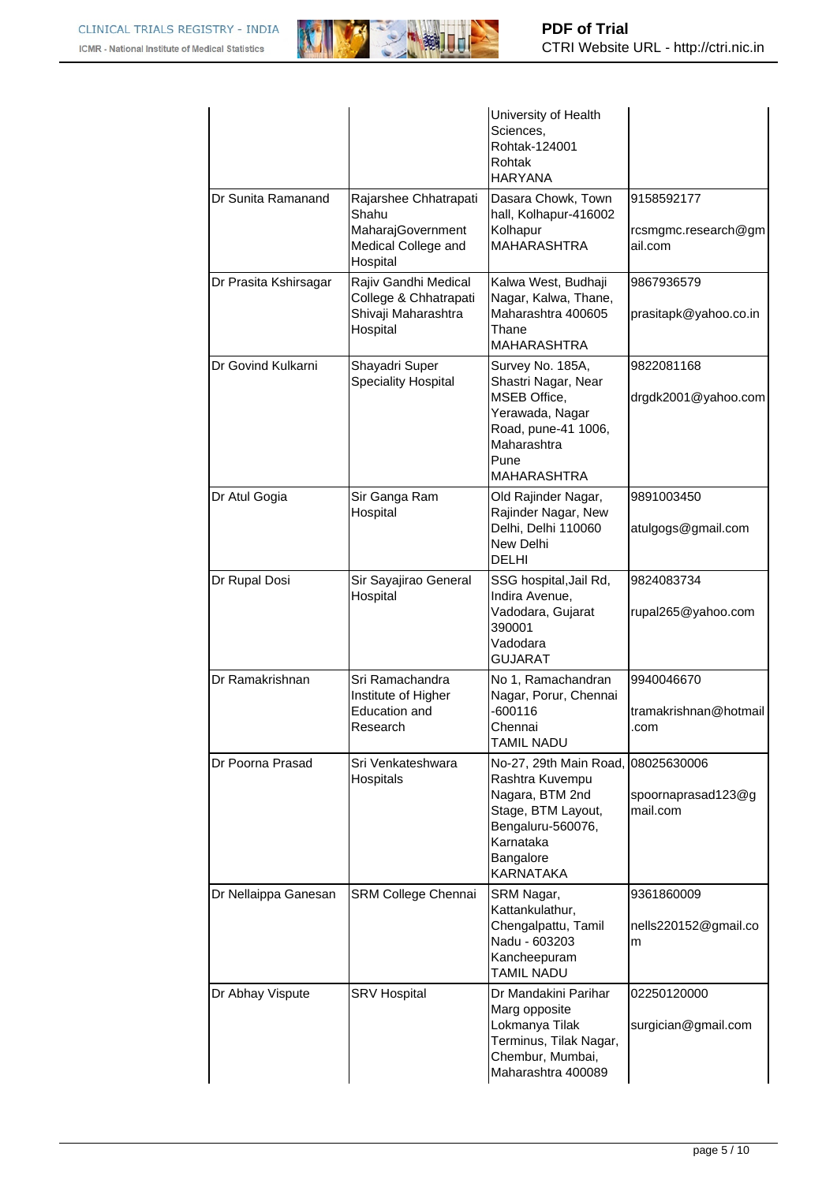| | | | |
|---|---|---|---|
| | | University of Health Sciences, Rohtak-124001 Rohtak HARYANA | |
| Dr Sunita Ramanand | Rajarshee Chhatrapati Shahu MaharajGovernment Medical College and Hospital | Dasara Chowk, Town hall, Kolhapur-416002 Kolhapur MAHARASHTRA | 9158592177<br>rcsmgmc.research@gmail.com |
| Dr Prasita Kshirsagar | Rajiv Gandhi Medical College & Chhatrapati Shivaji Maharashtra Hospital | Kalwa West, Budhaji Nagar, Kalwa, Thane, Maharashtra 400605 Thane MAHARASHTRA | 9867936579<br>prasitapk@yahoo.co.in |
| Dr Govind Kulkarni | Shayadri Super Speciality Hospital | Survey No. 185A, Shastri Nagar, Near MSEB Office, Yerawada, Nagar Road, pune-41 1006, Maharashtra Pune MAHARASHTRA | 9822081168<br>drgdk2001@yahoo.com |
| Dr Atul Gogia | Sir Ganga Ram Hospital | Old Rajinder Nagar, Rajinder Nagar, New Delhi, Delhi 110060 New Delhi DELHI | 9891003450<br>atulgogs@gmail.com |
| Dr Rupal Dosi | Sir Sayajirao General Hospital | SSG hospital,Jail Rd, Indira Avenue, Vadodara, Gujarat 390001 Vadodara GUJARAT | 9824083734<br>rupal265@yahoo.com |
| Dr Ramakrishnan | Sri Ramachandra Institute of Higher Education and Research | No 1, Ramachandran Nagar, Porur, Chennai -600116 Chennai TAMIL NADU | 9940046670<br>tramakrishnan@hotmail.com |
| Dr Poorna Prasad | Sri Venkateshwara Hospitals | No-27, 29th Main Road, Rashtra Kuvempu Nagara, BTM 2nd Stage, BTM Layout, Bengaluru-560076, Karnataka Bangalore KARNATAKA | 08025630006<br>spoornaprasad123@gmail.com |
| Dr Nellaippa Ganesan | SRM College Chennai | SRM Nagar, Kattankulathur, Chengalpattu, Tamil Nadu - 603203 Kancheepuram TAMIL NADU | 9361860009<br>nells220152@gmail.com |
| Dr Abhay Vispute | SRV Hospital | Dr Mandakini Parihar Marg opposite Lokmanya Tilak Terminus, Tilak Nagar, Chembur, Mumbai, Maharashtra 400089 | 02250120000<br>surgician@gmail.com |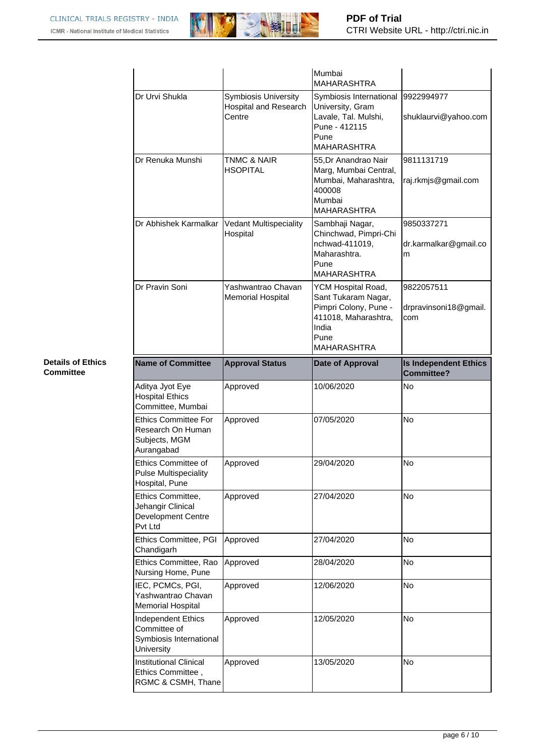| | | Mumbai<br>MAHARASHTRA | |
|---|---|---|---|
| Dr Urvi Shukla | Symbiosis University Hospital and Research Centre | Symbiosis International University, Gram Lavale, Tal. Mulshi, Pune - 412115<br>Pune<br>MAHARASHTRA | 9922994977<br><br>shuklaurvi@yahoo.com |
| Dr Renuka Munshi | TNMC & NAIR HSOPITAL | 55,Dr Anandrao Nair Marg, Mumbai Central, Mumbai, Maharashtra, 400008<br>Mumbai<br>MAHARASHTRA | 9811131719<br><br>raj.rkmjs@gmail.com |
| Dr Abhishek Karmalkar | Vedant Multispeciality Hospital | Sambhaji Nagar, Chinchwad, Pimpri-Chinchwad-411019, Maharashtra.<br>Pune<br>MAHARASHTRA | 9850337271<br><br>dr.karmalkar@gmail.com |
| Dr Pravin Soni | Yashwantrao Chavan Memorial Hospital | YCM Hospital Road, Sant Tukaram Nagar, Pimpri Colony, Pune - 411018, Maharashtra, India<br>Pune<br>MAHARASHTRA | 9822057511<br><br>drpravinsoni18@gmail.com |

**Details of Ethics Committee**

| Name of Committee | Approval Status | Date of Approval | Is Independent Ethics Committee? |
|---|---|---|---|
| Aditya Jyot Eye Hospital Ethics Committee, Mumbai | Approved | 10/06/2020 | No |
| Ethics Committee For Research On Human Subjects, MGM Aurangabad | Approved | 07/05/2020 | No |
| Ethics Committee of Pulse Multispeciality Hospital, Pune | Approved | 29/04/2020 | No |
| Ethics Committee, Jehangir Clinical Development Centre Pvt Ltd | Approved | 27/04/2020 | No |
| Ethics Committee, PGI Chandigarh | Approved | 27/04/2020 | No |
| Ethics Committee, Rao Nursing Home, Pune | Approved | 28/04/2020 | No |
| IEC, PCMCs, PGI, Yashwantrao Chavan Memorial Hospital | Approved | 12/06/2020 | No |
| Independent Ethics Committee of Symbiosis International University | Approved | 12/05/2020 | No |
| Institutional Clinical Ethics Committee , RGMC & CSMH, Thane | Approved | 13/05/2020 | No |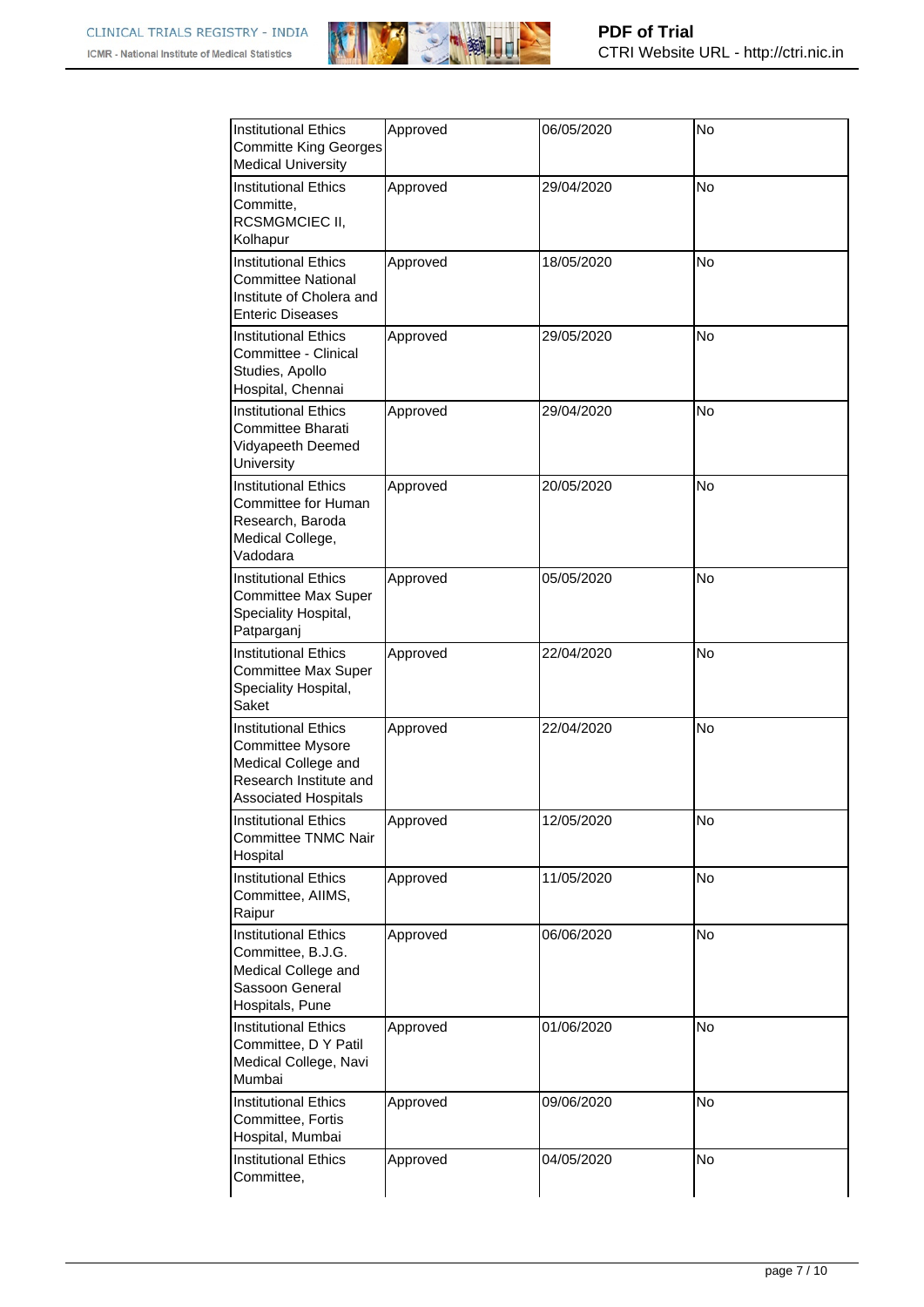| | | | |
|---|---|---|---|
| Institutional Ethics Committe King Georges Medical University | Approved | 06/05/2020 | No |
| Institutional Ethics Committe, RCSMGMCIEC II, Kolhapur | Approved | 29/04/2020 | No |
| Institutional Ethics Committee National Institute of Cholera and Enteric Diseases | Approved | 18/05/2020 | No |
| Institutional Ethics Committee - Clinical Studies, Apollo Hospital, Chennai | Approved | 29/05/2020 | No |
| Institutional Ethics Committee Bharati Vidyapeeth Deemed University | Approved | 29/04/2020 | No |
| Institutional Ethics Committee for Human Research, Baroda Medical College, Vadodara | Approved | 20/05/2020 | No |
| Institutional Ethics Committee Max Super Speciality Hospital, Patparganj | Approved | 05/05/2020 | No |
| Institutional Ethics Committee Max Super Speciality Hospital, Saket | Approved | 22/04/2020 | No |
| Institutional Ethics Committee Mysore Medical College and Research Institute and Associated Hospitals | Approved | 22/04/2020 | No |
| Institutional Ethics Committee TNMC Nair Hospital | Approved | 12/05/2020 | No |
| Institutional Ethics Committee, AIIMS, Raipur | Approved | 11/05/2020 | No |
| Institutional Ethics Committee, B.J.G. Medical College and Sassoon General Hospitals, Pune | Approved | 06/06/2020 | No |
| Institutional Ethics Committee, D Y Patil Medical College, Navi Mumbai | Approved | 01/06/2020 | No |
| Institutional Ethics Committee, Fortis Hospital, Mumbai | Approved | 09/06/2020 | No |
| Institutional Ethics Committee, | Approved | 04/05/2020 | No |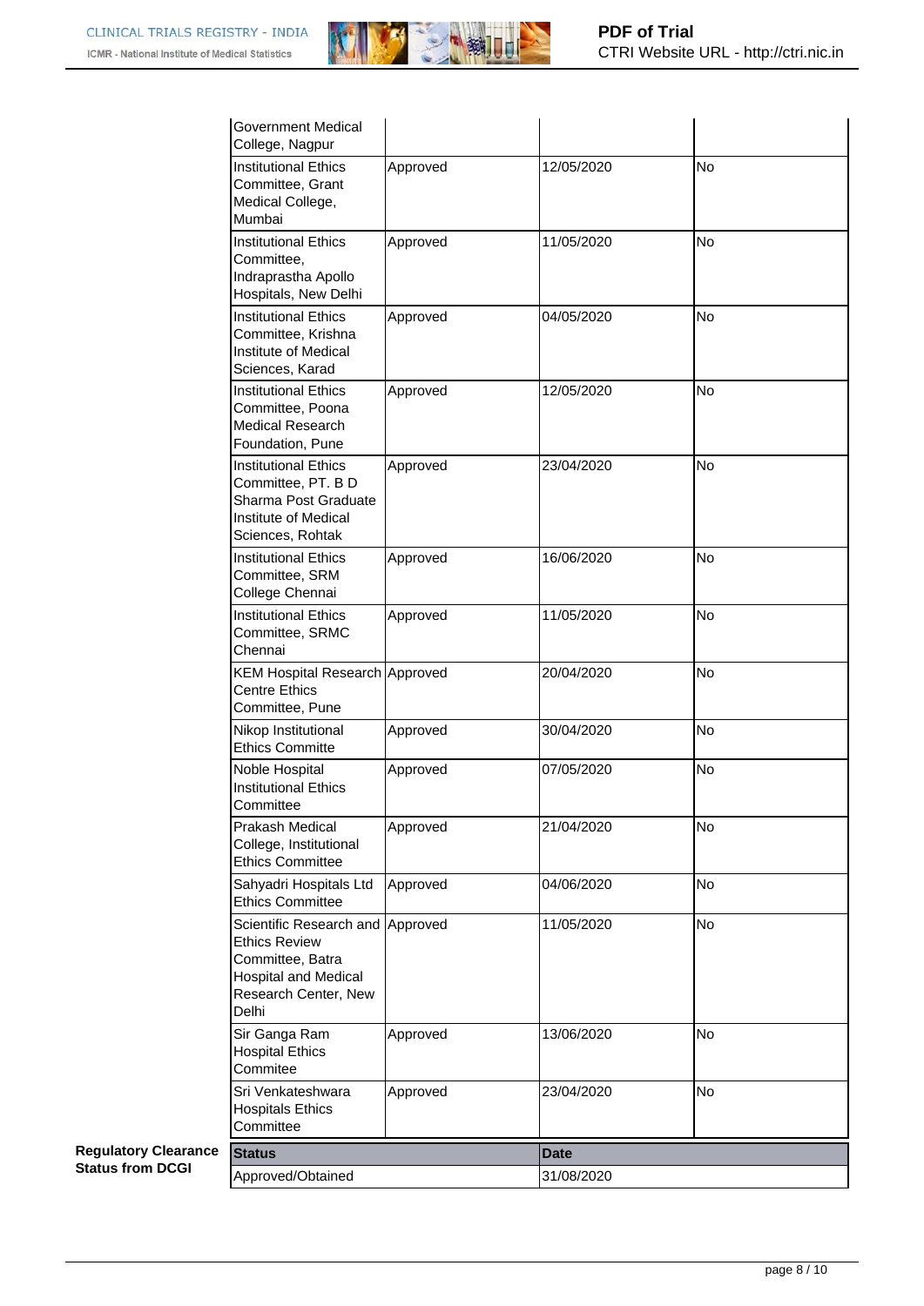| | | | |
|---|---|---|---|
| Government Medical College, Nagpur | | | |
| Institutional Ethics Committee, Grant Medical College, Mumbai | Approved | 12/05/2020 | No |
| Institutional Ethics Committee, Indraprastha Apollo Hospitals, New Delhi | Approved | 11/05/2020 | No |
| Institutional Ethics Committee, Krishna Institute of Medical Sciences, Karad | Approved | 04/05/2020 | No |
| Institutional Ethics Committee, Poona Medical Research Foundation, Pune | Approved | 12/05/2020 | No |
| Institutional Ethics Committee, PT. B D Sharma Post Graduate Institute of Medical Sciences, Rohtak | Approved | 23/04/2020 | No |
| Institutional Ethics Committee, SRM College Chennai | Approved | 16/06/2020 | No |
| Institutional Ethics Committee, SRMC Chennai | Approved | 11/05/2020 | No |
| KEM Hospital Research Centre Ethics Committee, Pune | Approved | 20/04/2020 | No |
| Nikop Institutional Ethics Committe | Approved | 30/04/2020 | No |
| Noble Hospital Institutional Ethics Committee | Approved | 07/05/2020 | No |
| Prakash Medical College, Institutional Ethics Committee | Approved | 21/04/2020 | No |
| Sahyadri Hospitals Ltd Ethics Committee | Approved | 04/06/2020 | No |
| Scientific Research and Ethics Review Committee, Batra Hospital and Medical Research Center, New Delhi | Approved | 11/05/2020 | No |
| Sir Ganga Ram Hospital Ethics Commitee | Approved | 13/06/2020 | No |
| Sri Venkateshwara Hospitals Ethics Committee | Approved | 23/04/2020 | No |

**Regulatory Clearance Status from DCGI**

| Status | Date |
|---|---|
| Approved/Obtained | 31/08/2020 |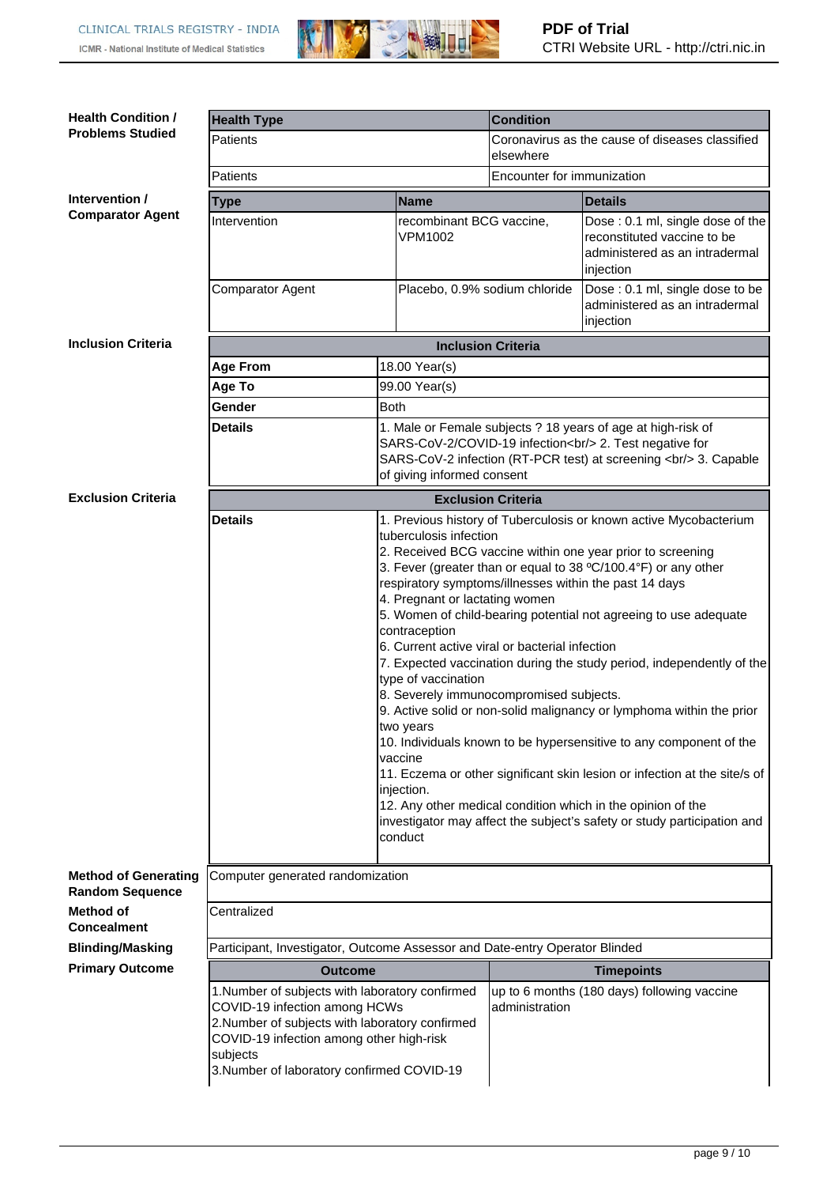**Health Condition / Problems Studied**

| Health Type | Condition |
| --- | --- |
| Patients | Coronavirus as the cause of diseases classified elsewhere |
| Patients | Encounter for immunization |

**Intervention / Comparator Agent**

| Type | Name | Details |
| --- | --- | --- |
| Intervention | recombinant BCG vaccine, VPM1002 | Dose : 0.1 ml, single dose of the reconstituted vaccine to be administered as an intradermal injection |
| Comparator Agent | Placebo, 0.9% sodium chloride | Dose : 0.1 ml, single dose to be administered as an intradermal injection |

**Inclusion Criteria**

| Inclusion Criteria | |
| --- | --- |
| Age From | 18.00 Year(s) |
| Age To | 99.00 Year(s) |
| Gender | Both |
| Details | 1. Male or Female subjects ? 18 years of age at high-risk of SARS-CoV-2/COVID-19 infection<br/> 2. Test negative for SARS-CoV-2 infection (RT-PCR test) at screening <br/> 3. Capable of giving informed consent |

**Exclusion Criteria**

| Exclusion Criteria | |
| --- | --- |
| Details | 1. Previous history of Tuberculosis or known active Mycobacterium tuberculosis infection<br>2. Received BCG vaccine within one year prior to screening<br>3. Fever (greater than or equal to 38 ºC/100.4°F) or any other respiratory symptoms/illnesses within the past 14 days<br>4. Pregnant or lactating women<br>5. Women of child-bearing potential not agreeing to use adequate contraception<br>6. Current active viral or bacterial infection<br>7. Expected vaccination during the study period, independently of the type of vaccination<br>8. Severely immunocompromised subjects.<br>9. Active solid or non-solid malignancy or lymphoma within the prior two years<br>10. Individuals known to be hypersensitive to any component of the vaccine<br>11. Eczema or other significant skin lesion or infection at the site/s of injection.<br>12. Any other medical condition which in the opinion of the investigator may affect the subject's safety or study participation and conduct |

**Method of Generating Random Sequence**

Computer generated randomization

**Method of Concealment**

Centralized

**Blinding/Masking**

Participant, Investigator, Outcome Assessor and Date-entry Operator Blinded

**Primary Outcome**

| Outcome | Timepoints |
| --- | --- |
| 1.Number of subjects with laboratory confirmed COVID-19 infection among HCWs<br>2.Number of subjects with laboratory confirmed COVID-19 infection among other high-risk subjects<br>3.Number of laboratory confirmed COVID-19 | up to 6 months (180 days) following vaccine administration |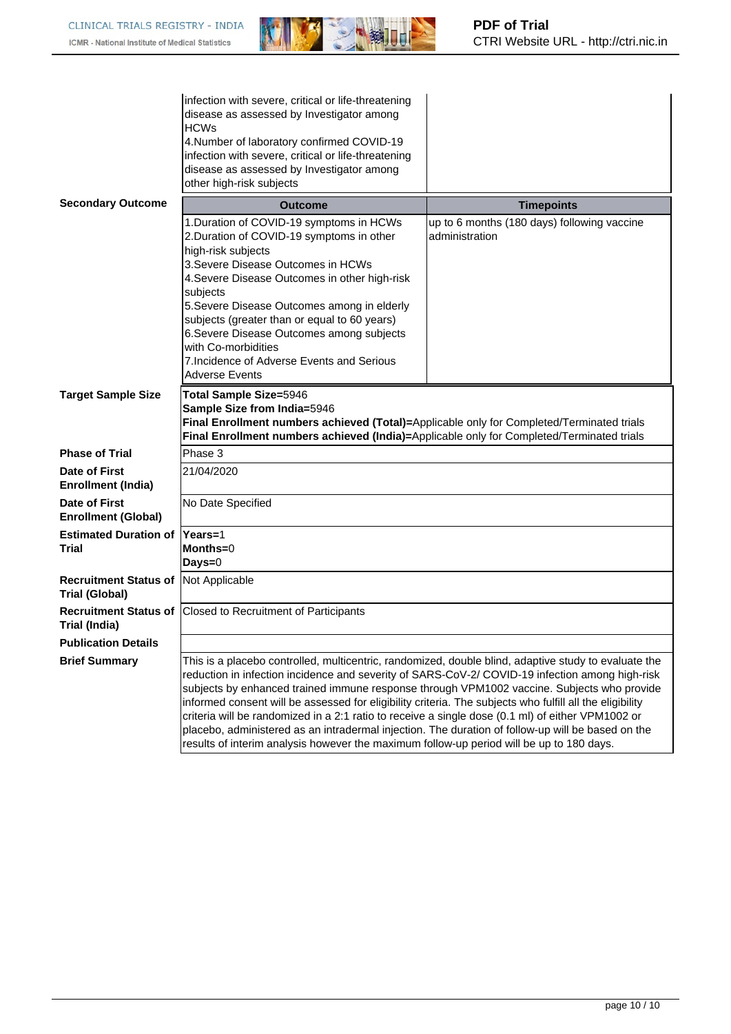| | | |
|---|---|---|
| | infection with severe, critical or life-threatening disease as assessed by Investigator among HCWs<br>4.Number of laboratory confirmed COVID-19 infection with severe, critical or life-threatening disease as assessed by Investigator among other high-risk subjects | |

| **Secondary Outcome** | **Outcome** | **Timepoints** |
|---|---|---|
| | 1.Duration of COVID-19 symptoms in HCWs<br>2.Duration of COVID-19 symptoms in other high-risk subjects<br>3.Severe Disease Outcomes in HCWs<br>4.Severe Disease Outcomes in other high-risk subjects<br>5.Severe Disease Outcomes among in elderly subjects (greater than or equal to 60 years)<br>6.Severe Disease Outcomes among subjects with Co-morbidities<br>7.Incidence of Adverse Events and Serious Adverse Events | up to 6 months (180 days) following vaccine administration |

| | |
|---|---|
| **Target Sample Size** | **Total Sample Size=**5946<br>**Sample Size from India=**5946<br>**Final Enrollment numbers achieved (Total)=**Applicable only for Completed/Terminated trials<br>**Final Enrollment numbers achieved (India)=**Applicable only for Completed/Terminated trials |
| **Phase of Trial** | Phase 3 |
| **Date of First Enrollment (India)** | 21/04/2020 |
| **Date of First Enrollment (Global)** | No Date Specified |
| **Estimated Duration of Trial** | **Years=**1<br>**Months=**0<br>**Days=**0 |
| **Recruitment Status of Trial (Global)** | Not Applicable |
| **Recruitment Status of Trial (India)** | Closed to Recruitment of Participants |
| **Publication Details** | |
| **Brief Summary** | This is a placebo controlled, multicentric, randomized, double blind, adaptive study to evaluate the reduction in infection incidence and severity of SARS-CoV-2/ COVID-19 infection among high-risk subjects by enhanced trained immune response through VPM1002 vaccine. Subjects who provide informed consent will be assessed for eligibility criteria. The subjects who fulfill all the eligibility criteria will be randomized in a 2:1 ratio to receive a single dose (0.1 ml) of either VPM1002 or placebo, administered as an intradermal injection. The duration of follow-up will be based on the results of interim analysis however the maximum follow-up period will be up to 180 days. |